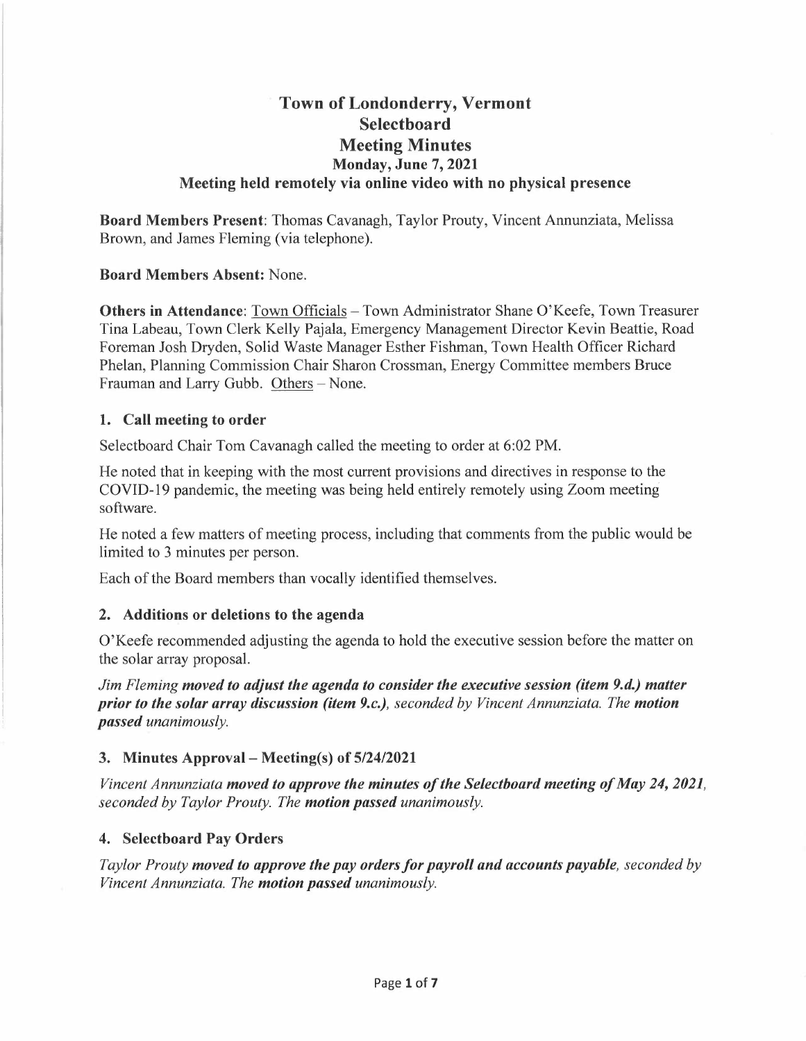# Town of Londonderry, Vermont
## Selectboard
## Meeting Minutes
### Monday, June 7, 2021
### Meeting held remotely via online video with no physical presence

**Board Members Present**: Thomas Cavanagh, Taylor Prouty, Vincent Annunziata, Melissa Brown, and James Fleming (via telephone).

**Board Members Absent:** None.

**Others in Attendance**: Town Officials – Town Administrator Shane O'Keefe, Town Treasurer Tina Labeau, Town Clerk Kelly Pajala, Emergency Management Director Kevin Beattie, Road Foreman Josh Dryden, Solid Waste Manager Esther Fishman, Town Health Officer Richard Phelan, Planning Commission Chair Sharon Crossman, Energy Committee members Bruce Frauman and Larry Gubb. Others – None.

### 1. Call meeting to order

Selectboard Chair Tom Cavanagh called the meeting to order at 6:02 PM.

He noted that in keeping with the most current provisions and directives in response to the COVID-19 pandemic, the meeting was being held entirely remotely using Zoom meeting software.

He noted a few matters of meeting process, including that comments from the public would be limited to 3 minutes per person.

Each of the Board members than vocally identified themselves.

### 2. Additions or deletions to the agenda

O'Keefe recommended adjusting the agenda to hold the executive session before the matter on the solar array proposal.

*Jim Fleming* ***moved to adjust the agenda to consider the executive session (item 9.d.) matter prior to the solar array discussion (item 9.c.)****, seconded by Vincent Annunziata. The* ***motion passed*** *unanimously.*

### 3. Minutes Approval – Meeting(s) of 5/24/2021

*Vincent Annunziata* ***moved to approve the minutes of the Selectboard meeting of May 24, 2021****, seconded by Taylor Prouty. The* ***motion passed*** *unanimously.*

### 4. Selectboard Pay Orders

*Taylor Prouty* ***moved to approve the pay orders for payroll and accounts payable****, seconded by Vincent Annunziata. The* ***motion passed*** *unanimously.*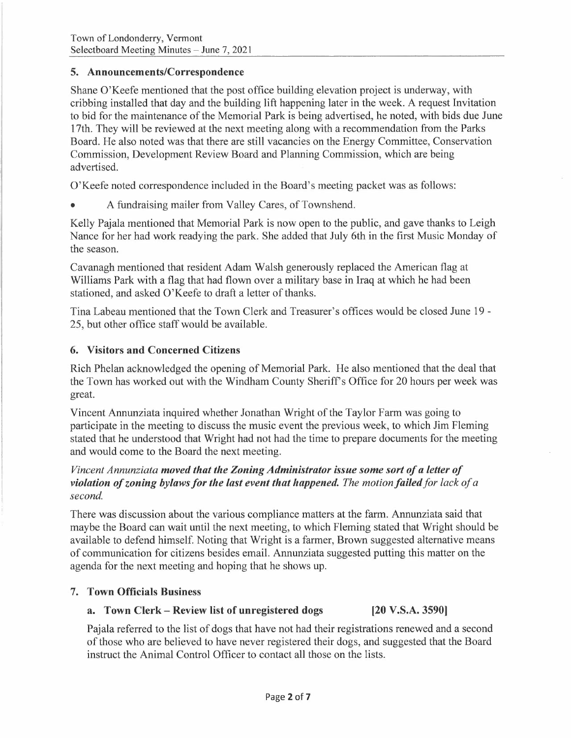## 5. Announcements/Correspondence

Shane O'Keefe mentioned that the post office building elevation project is underway, with cribbing installed that day and the building lift happening later in the week. A request Invitation to bid for the maintenance of the Memorial Park is being advertised, he noted, with bids due June 17th. They will be reviewed at the next meeting along with a recommendation from the Parks Board. He also noted was that there are still vacancies on the Energy Committee, Conservation Commission, Development Review Board and Planning Commission, which are being advertised.

O'Keefe noted correspondence included in the Board's meeting packet was as follows:

- A fundraising mailer from Valley Cares, of Townshend.

Kelly Pajala mentioned that Memorial Park is now open to the public, and gave thanks to Leigh Nance for her had work readying the park. She added that July 6th in the first Music Monday of the season.

Cavanagh mentioned that resident Adam Walsh generously replaced the American flag at Williams Park with a flag that had flown over a military base in Iraq at which he had been stationed, and asked O'Keefe to draft a letter of thanks.

Tina Labeau mentioned that the Town Clerk and Treasurer's offices would be closed June 19 - 25, but other office staff would be available.

## 6. Visitors and Concerned Citizens

Rich Phelan acknowledged the opening of Memorial Park. He also mentioned that the deal that the Town has worked out with the Windham County Sheriff's Office for 20 hours per week was great.

Vincent Annunziata inquired whether Jonathan Wright of the Taylor Farm was going to participate in the meeting to discuss the music event the previous week, to which Jim Fleming stated that he understood that Wright had not had the time to prepare documents for the meeting and would come to the Board the next meeting.

*Vincent Annunziata **moved that the Zoning Administrator issue some sort of a letter of violation of zoning bylaws for the last event that happened.** The motion **failed** for lack of a second.*

There was discussion about the various compliance matters at the farm. Annunziata said that maybe the Board can wait until the next meeting, to which Fleming stated that Wright should be available to defend himself. Noting that Wright is a farmer, Brown suggested alternative means of communication for citizens besides email. Annunziata suggested putting this matter on the agenda for the next meeting and hoping that he shows up.

## 7. Town Officials Business

### a. Town Clerk – Review list of unregistered dogs [20 V.S.A. 3590]

Pajala referred to the list of dogs that have not had their registrations renewed and a second of those who are believed to have never registered their dogs, and suggested that the Board instruct the Animal Control Officer to contact all those on the lists.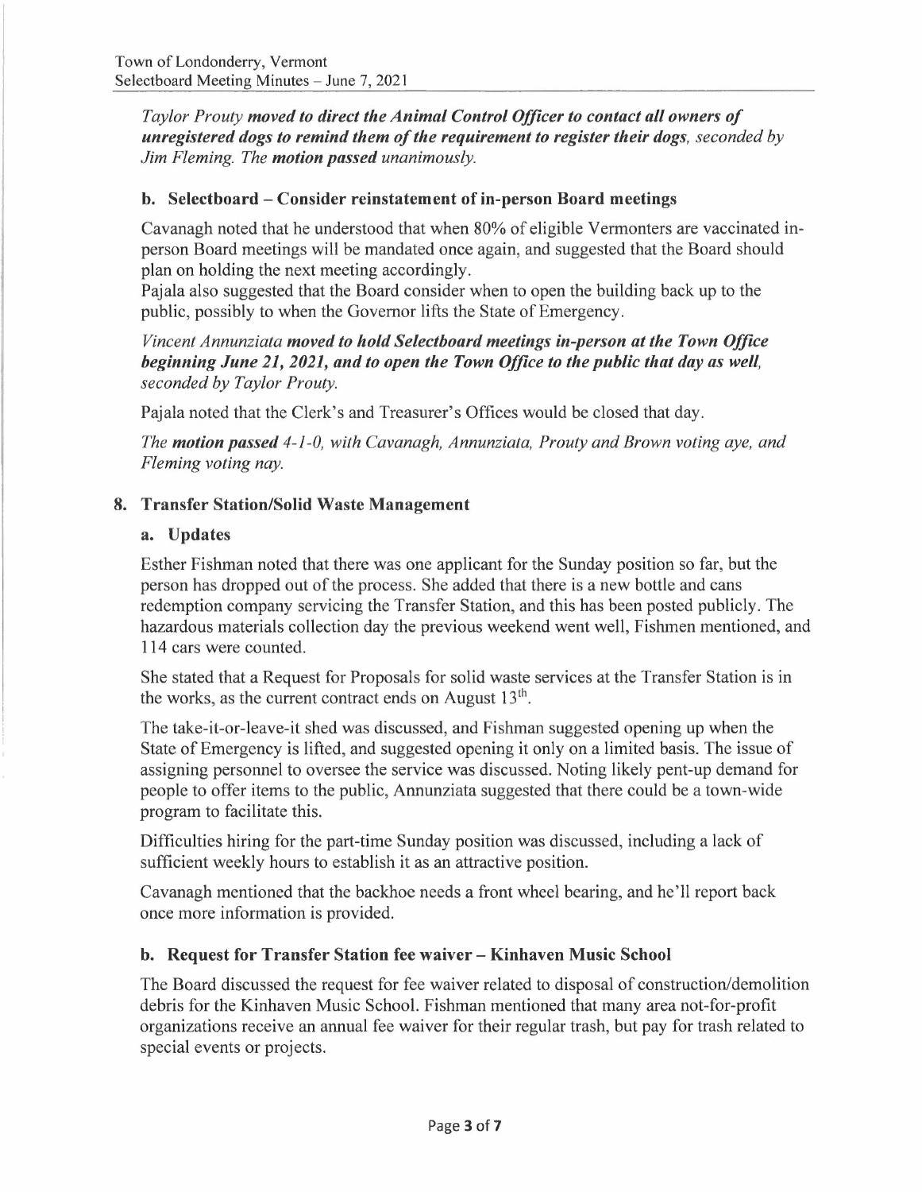*Taylor Prouty* ***moved to direct the Animal Control Officer to contact all owners of unregistered dogs to remind them of the requirement to register their dogs****, seconded by Jim Fleming. The* ***motion passed*** *unanimously.*

### b. Selectboard – Consider reinstatement of in-person Board meetings

Cavanagh noted that he understood that when 80% of eligible Vermonters are vaccinated in-person Board meetings will be mandated once again, and suggested that the Board should plan on holding the next meeting accordingly.
Pajala also suggested that the Board consider when to open the building back up to the public, possibly to when the Governor lifts the State of Emergency.

*Vincent Annunziata* ***moved to hold Selectboard meetings in-person at the Town Office beginning June 21, 2021, and to open the Town Office to the public that day as well****, seconded by Taylor Prouty.*

Pajala noted that the Clerk's and Treasurer's Offices would be closed that day.

*The* ***motion passed*** *4-1-0, with Cavanagh, Annunziata, Prouty and Brown voting aye, and Fleming voting nay.*

## 8. Transfer Station/Solid Waste Management

### a. Updates

Esther Fishman noted that there was one applicant for the Sunday position so far, but the person has dropped out of the process. She added that there is a new bottle and cans redemption company servicing the Transfer Station, and this has been posted publicly. The hazardous materials collection day the previous weekend went well, Fishmen mentioned, and 114 cars were counted.

She stated that a Request for Proposals for solid waste services at the Transfer Station is in the works, as the current contract ends on August 13th.

The take-it-or-leave-it shed was discussed, and Fishman suggested opening up when the State of Emergency is lifted, and suggested opening it only on a limited basis. The issue of assigning personnel to oversee the service was discussed. Noting likely pent-up demand for people to offer items to the public, Annunziata suggested that there could be a town-wide program to facilitate this.

Difficulties hiring for the part-time Sunday position was discussed, including a lack of sufficient weekly hours to establish it as an attractive position.

Cavanagh mentioned that the backhoe needs a front wheel bearing, and he'll report back once more information is provided.

### b. Request for Transfer Station fee waiver – Kinhaven Music School

The Board discussed the request for fee waiver related to disposal of construction/demolition debris for the Kinhaven Music School. Fishman mentioned that many area not-for-profit organizations receive an annual fee waiver for their regular trash, but pay for trash related to special events or projects.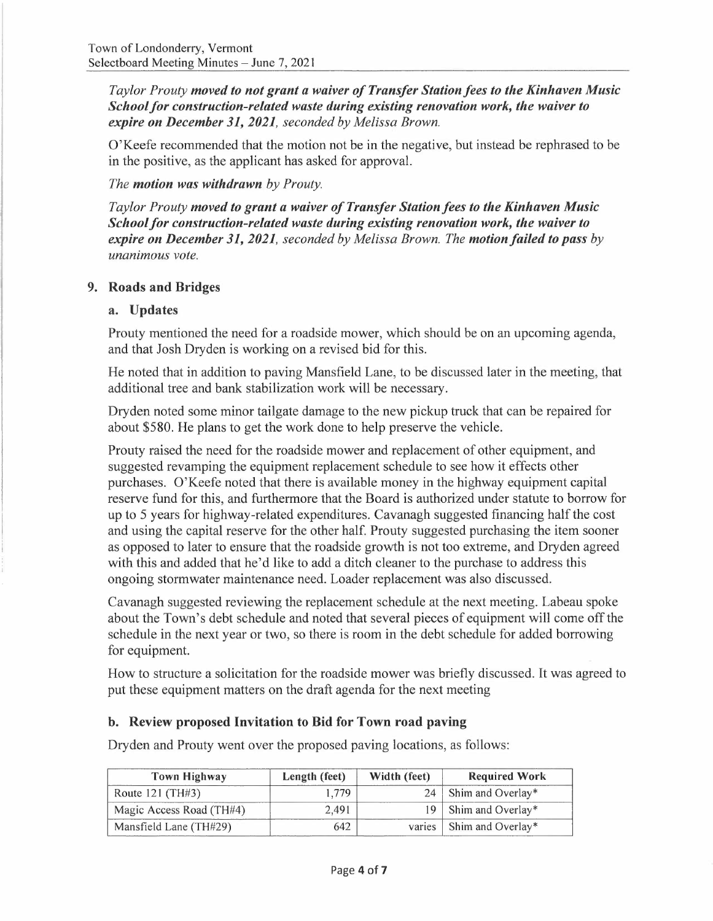*Taylor Prouty* ***moved to not grant a waiver of Transfer Station fees to the Kinhaven Music School for construction-related waste during existing renovation work, the waiver to expire on December 31, 2021****, seconded by Melissa Brown.*

O'Keefe recommended that the motion not be in the negative, but instead be rephrased to be in the positive, as the applicant has asked for approval.

*The* ***motion was withdrawn*** *by Prouty.*

*Taylor Prouty* ***moved to grant a waiver of Transfer Station fees to the Kinhaven Music School for construction-related waste during existing renovation work, the waiver to expire on December 31, 2021****, seconded by Melissa Brown. The* ***motion failed to pass*** *by unanimous vote.*

## 9. Roads and Bridges

### a. Updates

Prouty mentioned the need for a roadside mower, which should be on an upcoming agenda, and that Josh Dryden is working on a revised bid for this.

He noted that in addition to paving Mansfield Lane, to be discussed later in the meeting, that additional tree and bank stabilization work will be necessary.

Dryden noted some minor tailgate damage to the new pickup truck that can be repaired for about $580. He plans to get the work done to help preserve the vehicle.

Prouty raised the need for the roadside mower and replacement of other equipment, and suggested revamping the equipment replacement schedule to see how it effects other purchases. O'Keefe noted that there is available money in the highway equipment capital reserve fund for this, and furthermore that the Board is authorized under statute to borrow for up to 5 years for highway-related expenditures. Cavanagh suggested financing half the cost and using the capital reserve for the other half. Prouty suggested purchasing the item sooner as opposed to later to ensure that the roadside growth is not too extreme, and Dryden agreed with this and added that he'd like to add a ditch cleaner to the purchase to address this ongoing stormwater maintenance need. Loader replacement was also discussed.

Cavanagh suggested reviewing the replacement schedule at the next meeting. Labeau spoke about the Town's debt schedule and noted that several pieces of equipment will come off the schedule in the next year or two, so there is room in the debt schedule for added borrowing for equipment.

How to structure a solicitation for the roadside mower was briefly discussed. It was agreed to put these equipment matters on the draft agenda for the next meeting

### b. Review proposed Invitation to Bid for Town road paving

Dryden and Prouty went over the proposed paving locations, as follows:

| Town Highway | Length (feet) | Width (feet) | Required Work |
|---|---|---|---|
| Route 121 (TH#3) | 1,779 | 24 | Shim and Overlay* |
| Magic Access Road (TH#4) | 2,491 | 19 | Shim and Overlay* |
| Mansfield Lane (TH#29) | 642 | varies | Shim and Overlay* |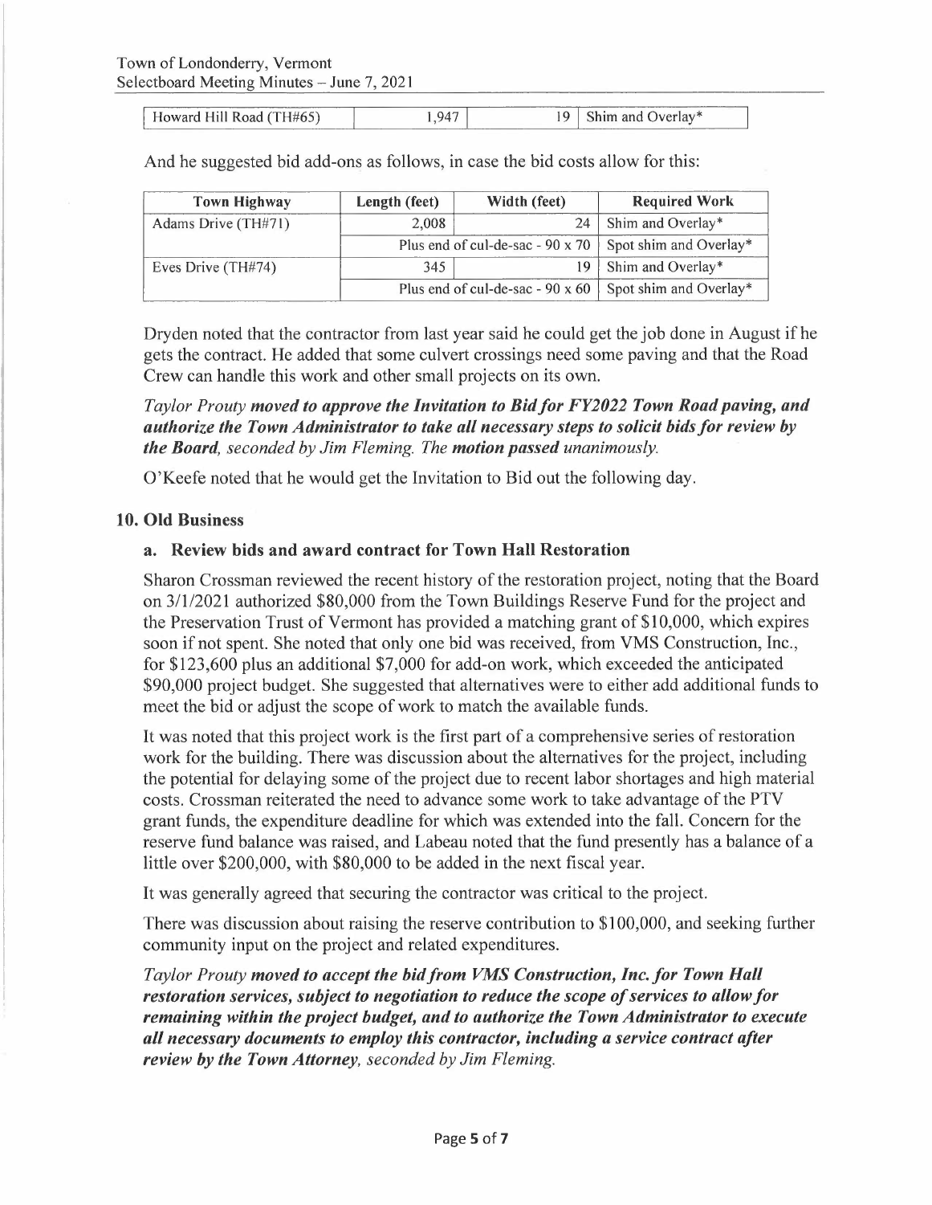| Howard Hill Road (TH#65) | 1,947 | 19 | Shim and Overlay* |
|---|---|---|---|

And he suggested bid add-ons as follows, in case the bid costs allow for this:

| Town Highway | Length (feet) | Width (feet) | Required Work |
|---|---|---|---|
| Adams Drive (TH#71) | 2,008 | 24 | Shim and Overlay* |
| | Plus end of cul-de-sac - 90 x 70 | | Spot shim and Overlay* |
| Eves Drive (TH#74) | 345 | 19 | Shim and Overlay* |
| | Plus end of cul-de-sac - 90 x 60 | | Spot shim and Overlay* |

Dryden noted that the contractor from last year said he could get the job done in August if he gets the contract. He added that some culvert crossings need some paving and that the Road Crew can handle this work and other small projects on its own.

*Taylor Prouty* ***moved to approve the Invitation to Bid for FY2022 Town Road paving, and authorize the Town Administrator to take all necessary steps to solicit bids for review by the Board****, seconded by Jim Fleming. The* ***motion passed*** *unanimously.*

O'Keefe noted that he would get the Invitation to Bid out the following day.

## 10. Old Business

### a. Review bids and award contract for Town Hall Restoration

Sharon Crossman reviewed the recent history of the restoration project, noting that the Board on 3/1/2021 authorized $80,000 from the Town Buildings Reserve Fund for the project and the Preservation Trust of Vermont has provided a matching grant of $10,000, which expires soon if not spent. She noted that only one bid was received, from VMS Construction, Inc., for $123,600 plus an additional $7,000 for add-on work, which exceeded the anticipated $90,000 project budget. She suggested that alternatives were to either add additional funds to meet the bid or adjust the scope of work to match the available funds.

It was noted that this project work is the first part of a comprehensive series of restoration work for the building. There was discussion about the alternatives for the project, including the potential for delaying some of the project due to recent labor shortages and high material costs. Crossman reiterated the need to advance some work to take advantage of the PTV grant funds, the expenditure deadline for which was extended into the fall. Concern for the reserve fund balance was raised, and Labeau noted that the fund presently has a balance of a little over $200,000, with $80,000 to be added in the next fiscal year.

It was generally agreed that securing the contractor was critical to the project.

There was discussion about raising the reserve contribution to $100,000, and seeking further community input on the project and related expenditures.

*Taylor Prouty* ***moved to accept the bid from VMS Construction, Inc. for Town Hall restoration services, subject to negotiation to reduce the scope of services to allow for remaining within the project budget, and to authorize the Town Administrator to execute all necessary documents to employ this contractor, including a service contract after review by the Town Attorney****, seconded by Jim Fleming.*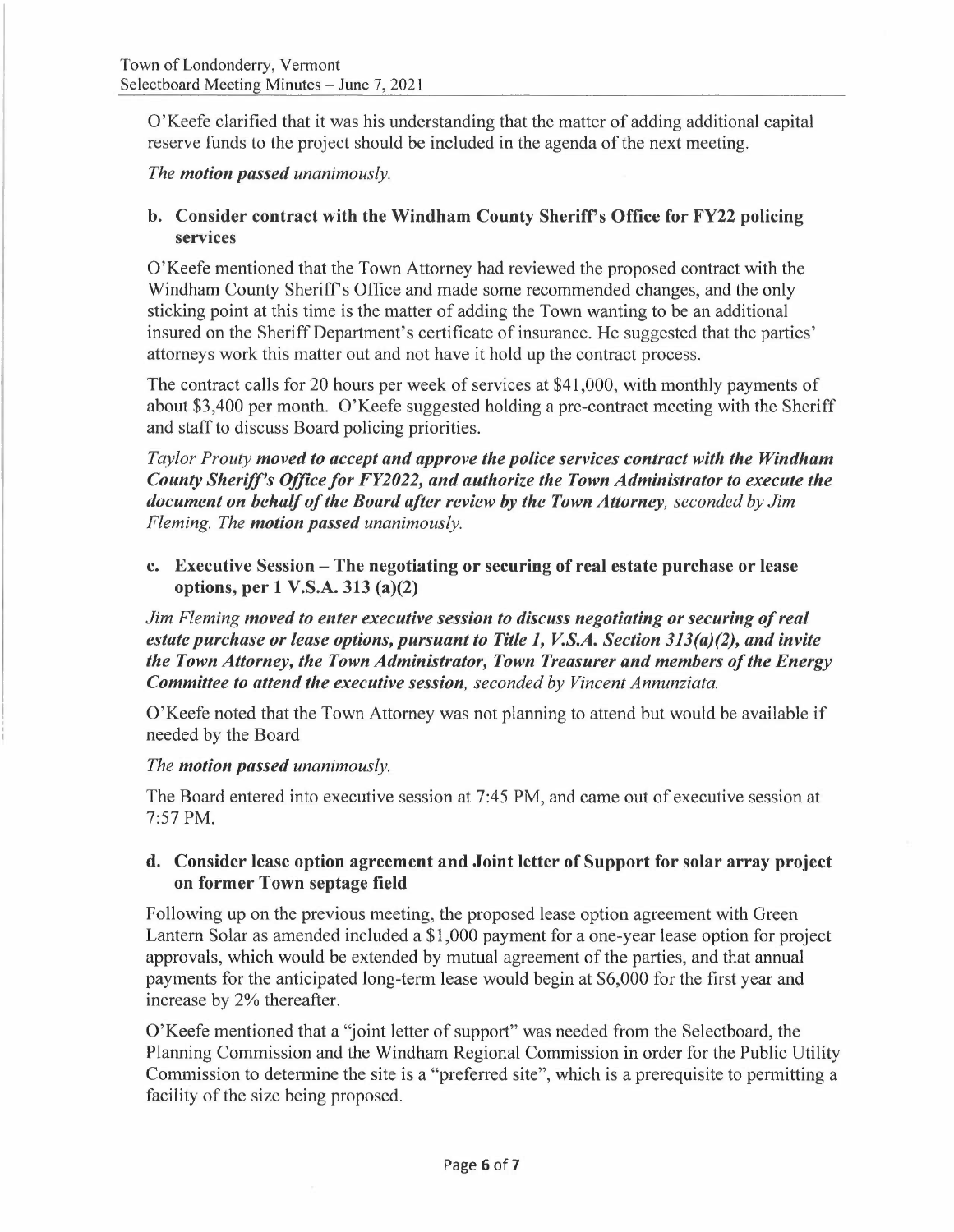O'Keefe clarified that it was his understanding that the matter of adding additional capital reserve funds to the project should be included in the agenda of the next meeting.

*The **motion passed** unanimously.*

### b. Consider contract with the Windham County Sheriff's Office for FY22 policing services

O'Keefe mentioned that the Town Attorney had reviewed the proposed contract with the Windham County Sheriff's Office and made some recommended changes, and the only sticking point at this time is the matter of adding the Town wanting to be an additional insured on the Sheriff Department's certificate of insurance. He suggested that the parties' attorneys work this matter out and not have it hold up the contract process.

The contract calls for 20 hours per week of services at $41,000, with monthly payments of about $3,400 per month. O'Keefe suggested holding a pre-contract meeting with the Sheriff and staff to discuss Board policing priorities.

*Taylor Prouty **moved to accept and approve the police services contract with the Windham County Sheriff's Office for FY2022, and authorize the Town Administrator to execute the document on behalf of the Board after review by the Town Attorney**, seconded by Jim Fleming. The **motion passed** unanimously.*

### c. Executive Session – The negotiating or securing of real estate purchase or lease options, per 1 V.S.A. 313 (a)(2)

*Jim Fleming **moved to enter executive session to discuss negotiating or securing of real estate purchase or lease options, pursuant to Title 1, V.S.A. Section 313(a)(2), and invite the Town Attorney, the Town Administrator, Town Treasurer and members of the Energy Committee to attend the executive session**, seconded by Vincent Annunziata.*

O'Keefe noted that the Town Attorney was not planning to attend but would be available if needed by the Board

*The **motion passed** unanimously.*

The Board entered into executive session at 7:45 PM, and came out of executive session at 7:57 PM.

### d. Consider lease option agreement and Joint letter of Support for solar array project on former Town septage field

Following up on the previous meeting, the proposed lease option agreement with Green Lantern Solar as amended included a $1,000 payment for a one-year lease option for project approvals, which would be extended by mutual agreement of the parties, and that annual payments for the anticipated long-term lease would begin at $6,000 for the first year and increase by 2% thereafter.

O'Keefe mentioned that a "joint letter of support" was needed from the Selectboard, the Planning Commission and the Windham Regional Commission in order for the Public Utility Commission to determine the site is a "preferred site", which is a prerequisite to permitting a facility of the size being proposed.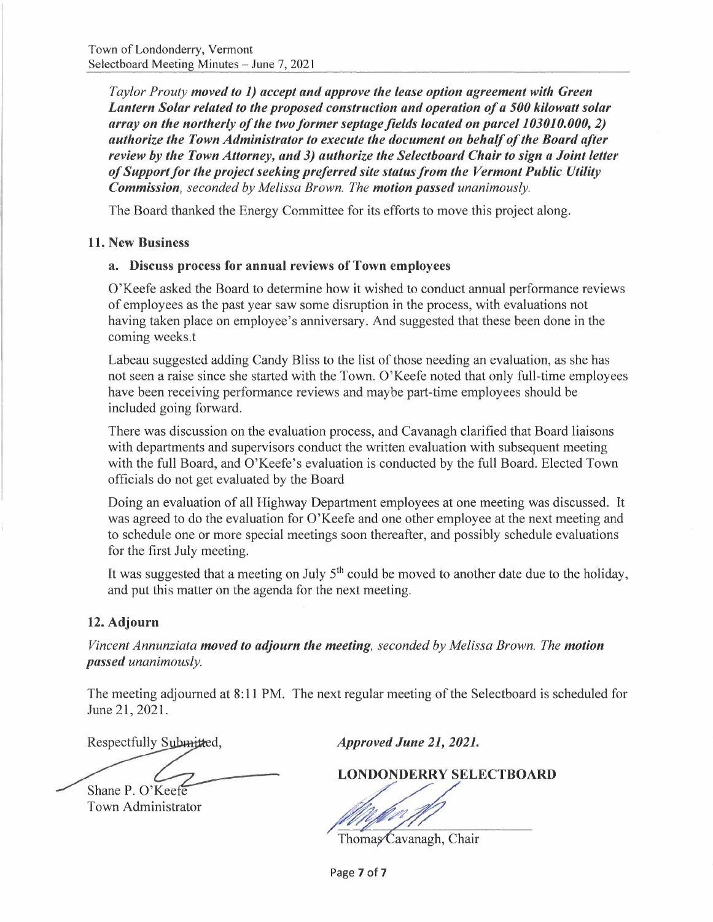*Taylor Prouty* ***moved to 1) accept and approve the lease option agreement with Green Lantern Solar related to the proposed construction and operation of a 500 kilowatt solar array on the northerly of the two former septage fields located on parcel 103010.000, 2) authorize the Town Administrator to execute the document on behalf of the Board after review by the Town Attorney, and 3) authorize the Selectboard Chair to sign a Joint letter of Support for the project seeking preferred site status from the Vermont Public Utility Commission****, seconded by Melissa Brown. The* ***motion passed*** *unanimously.*

The Board thanked the Energy Committee for its efforts to move this project along.

## 11. New Business

### a. Discuss process for annual reviews of Town employees

O'Keefe asked the Board to determine how it wished to conduct annual performance reviews of employees as the past year saw some disruption in the process, with evaluations not having taken place on employee's anniversary. And suggested that these been done in the coming weeks.t

Labeau suggested adding Candy Bliss to the list of those needing an evaluation, as she has not seen a raise since she started with the Town. O'Keefe noted that only full-time employees have been receiving performance reviews and maybe part-time employees should be included going forward.

There was discussion on the evaluation process, and Cavanagh clarified that Board liaisons with departments and supervisors conduct the written evaluation with subsequent meeting with the full Board, and O'Keefe's evaluation is conducted by the full Board. Elected Town officials do not get evaluated by the Board

Doing an evaluation of all Highway Department employees at one meeting was discussed. It was agreed to do the evaluation for O'Keefe and one other employee at the next meeting and to schedule one or more special meetings soon thereafter, and possibly schedule evaluations for the first July meeting.

It was suggested that a meeting on July 5th could be moved to another date due to the holiday, and put this matter on the agenda for the next meeting.

## 12. Adjourn

*Vincent Annunziata* ***moved to adjourn the meeting****, seconded by Melissa Brown. The* ***motion passed*** *unanimously.*

The meeting adjourned at 8:11 PM. The next regular meeting of the Selectboard is scheduled for June 21, 2021.

Respectfully Submitted,

Shane P. O'Keefe
Town Administrator

***Approved June 21, 2021.***

**LONDONDERRY SELECTBOARD**

Thomas Cavanagh, Chair